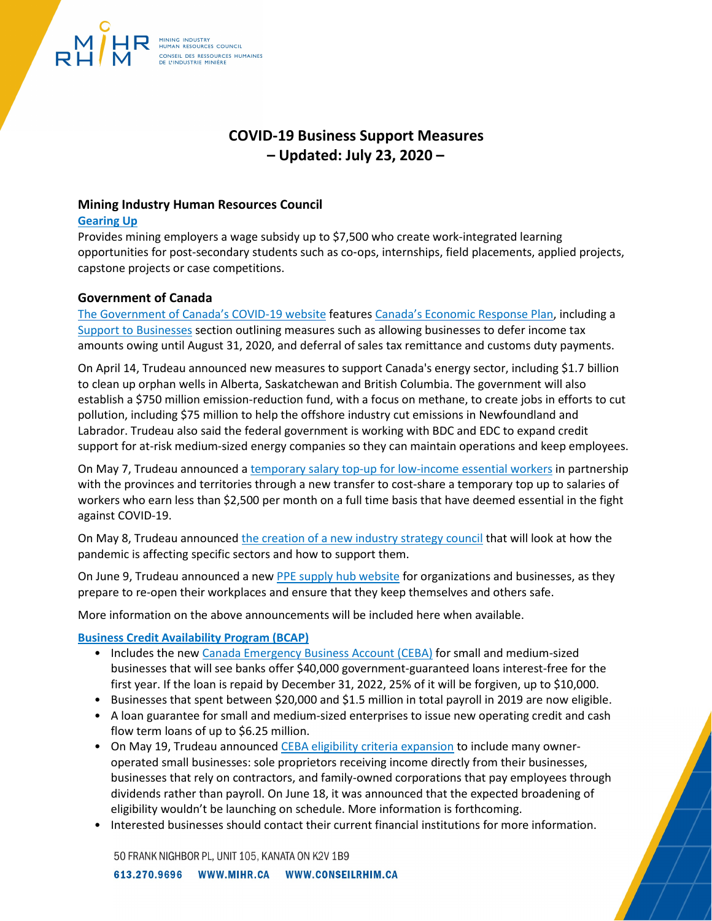# COVID-19 Business Support Measures
# – Updated: July 23, 2020 –

## Mining Industry Human Resources Council

### Gearing Up

Provides mining employers a wage subsidy up to $7,500 who create work-integrated learning opportunities for post-secondary students such as co-ops, internships, field placements, applied projects, capstone projects or case competitions.

## Government of Canada

The Government of Canada's COVID-19 website features Canada's Economic Response Plan, including a Support to Businesses section outlining measures such as allowing businesses to defer income tax amounts owing until August 31, 2020, and deferral of sales tax remittance and customs duty payments.

On April 14, Trudeau announced new measures to support Canada's energy sector, including $1.7 billion to clean up orphan wells in Alberta, Saskatchewan and British Columbia. The government will also establish a $750 million emission-reduction fund, with a focus on methane, to create jobs in efforts to cut pollution, including $75 million to help the offshore industry cut emissions in Newfoundland and Labrador. Trudeau also said the federal government is working with BDC and EDC to expand credit support for at-risk medium-sized energy companies so they can maintain operations and keep employees.

On May 7, Trudeau announced a temporary salary top-up for low-income essential workers in partnership with the provinces and territories through a new transfer to cost-share a temporary top up to salaries of workers who earn less than $2,500 per month on a full time basis that have deemed essential in the fight against COVID-19.

On May 8, Trudeau announced the creation of a new industry strategy council that will look at how the pandemic is affecting specific sectors and how to support them.

On June 9, Trudeau announced a new PPE supply hub website for organizations and businesses, as they prepare to re-open their workplaces and ensure that they keep themselves and others safe.

More information on the above announcements will be included here when available.

### Business Credit Availability Program (BCAP)

- Includes the new Canada Emergency Business Account (CEBA) for small and medium-sized businesses that will see banks offer $40,000 government-guaranteed loans interest-free for the first year. If the loan is repaid by December 31, 2022, 25% of it will be forgiven, up to $10,000.
- Businesses that spent between $20,000 and $1.5 million in total payroll in 2019 are now eligible.
- A loan guarantee for small and medium-sized enterprises to issue new operating credit and cash flow term loans of up to $6.25 million.
- On May 19, Trudeau announced CEBA eligibility criteria expansion to include many owner-operated small businesses: sole proprietors receiving income directly from their businesses, businesses that rely on contractors, and family-owned corporations that pay employees through dividends rather than payroll. On June 18, it was announced that the expected broadening of eligibility wouldn't be launching on schedule. More information is forthcoming.
- Interested businesses should contact their current financial institutions for more information.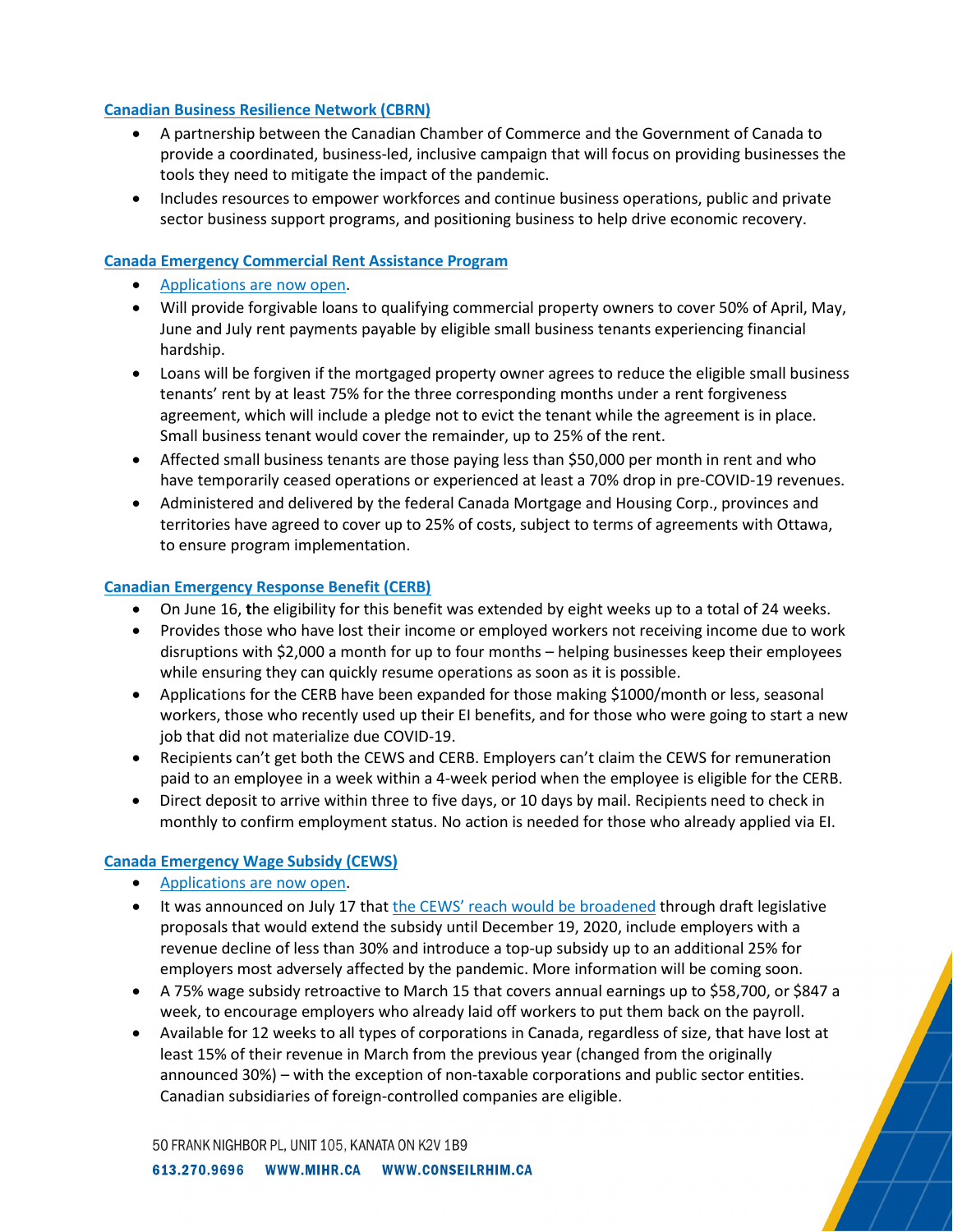### Canadian Business Resilience Network (CBRN)

- A partnership between the Canadian Chamber of Commerce and the Government of Canada to provide a coordinated, business-led, inclusive campaign that will focus on providing businesses the tools they need to mitigate the impact of the pandemic.
- Includes resources to empower workforces and continue business operations, public and private sector business support programs, and positioning business to help drive economic recovery.

### Canada Emergency Commercial Rent Assistance Program

- Applications are now open.
- Will provide forgivable loans to qualifying commercial property owners to cover 50% of April, May, June and July rent payments payable by eligible small business tenants experiencing financial hardship.
- Loans will be forgiven if the mortgaged property owner agrees to reduce the eligible small business tenants' rent by at least 75% for the three corresponding months under a rent forgiveness agreement, which will include a pledge not to evict the tenant while the agreement is in place. Small business tenant would cover the remainder, up to 25% of the rent.
- Affected small business tenants are those paying less than $50,000 per month in rent and who have temporarily ceased operations or experienced at least a 70% drop in pre-COVID-19 revenues.
- Administered and delivered by the federal Canada Mortgage and Housing Corp., provinces and territories have agreed to cover up to 25% of costs, subject to terms of agreements with Ottawa, to ensure program implementation.

### Canadian Emergency Response Benefit (CERB)

- On June 16, **t**he eligibility for this benefit was extended by eight weeks up to a total of 24 weeks.
- Provides those who have lost their income or employed workers not receiving income due to work disruptions with $2,000 a month for up to four months – helping businesses keep their employees while ensuring they can quickly resume operations as soon as it is possible.
- Applications for the CERB have been expanded for those making $1000/month or less, seasonal workers, those who recently used up their EI benefits, and for those who were going to start a new job that did not materialize due COVID-19.
- Recipients can't get both the CEWS and CERB. Employers can't claim the CEWS for remuneration paid to an employee in a week within a 4-week period when the employee is eligible for the CERB.
- Direct deposit to arrive within three to five days, or 10 days by mail. Recipients need to check in monthly to confirm employment status. No action is needed for those who already applied via EI.

### Canada Emergency Wage Subsidy (CEWS)

- Applications are now open.
- It was announced on July 17 that the CEWS' reach would be broadened through draft legislative proposals that would extend the subsidy until December 19, 2020, include employers with a revenue decline of less than 30% and introduce a top-up subsidy up to an additional 25% for employers most adversely affected by the pandemic. More information will be coming soon.
- A 75% wage subsidy retroactive to March 15 that covers annual earnings up to $58,700, or $847 a week, to encourage employers who already laid off workers to put them back on the payroll.
- Available for 12 weeks to all types of corporations in Canada, regardless of size, that have lost at least 15% of their revenue in March from the previous year (changed from the originally announced 30%) – with the exception of non-taxable corporations and public sector entities. Canadian subsidiaries of foreign-controlled companies are eligible.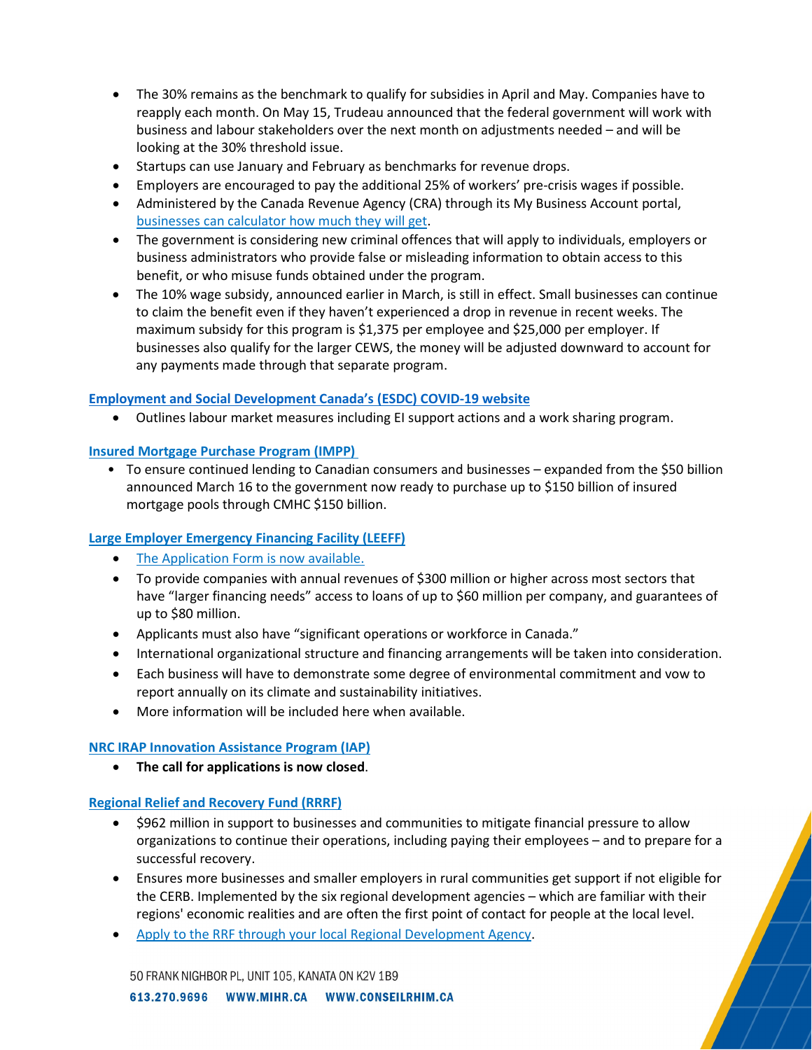- The 30% remains as the benchmark to qualify for subsidies in April and May. Companies have to reapply each month. On May 15, Trudeau announced that the federal government will work with business and labour stakeholders over the next month on adjustments needed – and will be looking at the 30% threshold issue.
- Startups can use January and February as benchmarks for revenue drops.
- Employers are encouraged to pay the additional 25% of workers' pre-crisis wages if possible.
- Administered by the Canada Revenue Agency (CRA) through its My Business Account portal, businesses can calculator how much they will get.
- The government is considering new criminal offences that will apply to individuals, employers or business administrators who provide false or misleading information to obtain access to this benefit, or who misuse funds obtained under the program.
- The 10% wage subsidy, announced earlier in March, is still in effect. Small businesses can continue to claim the benefit even if they haven't experienced a drop in revenue in recent weeks. The maximum subsidy for this program is $1,375 per employee and $25,000 per employer. If businesses also qualify for the larger CEWS, the money will be adjusted downward to account for any payments made through that separate program.

**Employment and Social Development Canada's (ESDC) COVID-19 website**

- Outlines labour market measures including EI support actions and a work sharing program.

**Insured Mortgage Purchase Program (IMPP)**

- To ensure continued lending to Canadian consumers and businesses – expanded from the $50 billion announced March 16 to the government now ready to purchase up to $150 billion of insured mortgage pools through CMHC $150 billion.

**Large Employer Emergency Financing Facility (LEEFF)**

- The Application Form is now available.
- To provide companies with annual revenues of $300 million or higher across most sectors that have "larger financing needs" access to loans of up to $60 million per company, and guarantees of up to $80 million.
- Applicants must also have "significant operations or workforce in Canada."
- International organizational structure and financing arrangements will be taken into consideration.
- Each business will have to demonstrate some degree of environmental commitment and vow to report annually on its climate and sustainability initiatives.
- More information will be included here when available.

**NRC IRAP Innovation Assistance Program (IAP)**

- **The call for applications is now closed**.

**Regional Relief and Recovery Fund (RRRF)**

- $962 million in support to businesses and communities to mitigate financial pressure to allow organizations to continue their operations, including paying their employees – and to prepare for a successful recovery.
- Ensures more businesses and smaller employers in rural communities get support if not eligible for the CERB. Implemented by the six regional development agencies – which are familiar with their regions' economic realities and are often the first point of contact for people at the local level.
- Apply to the RRF through your local Regional Development Agency.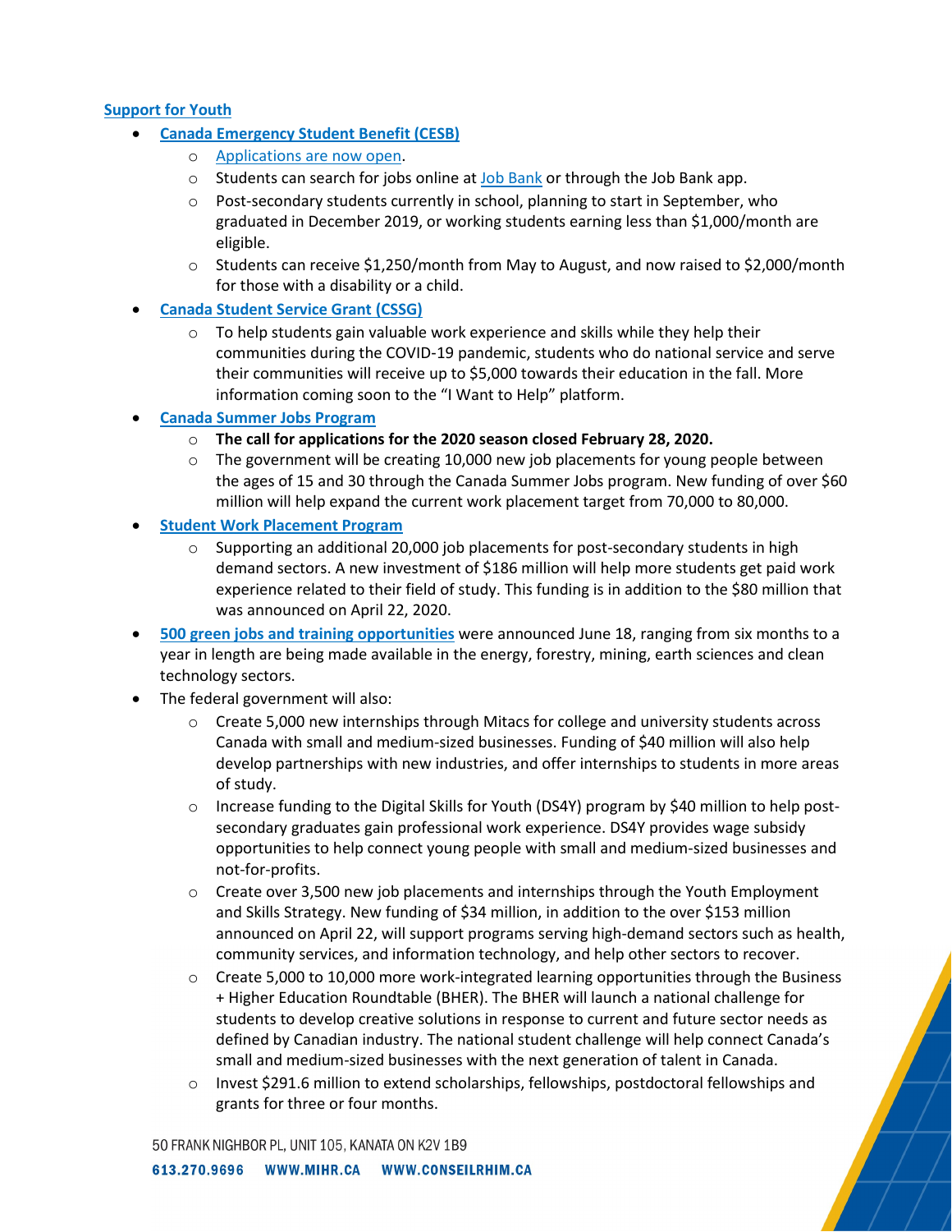## Support for Youth

- **Canada Emergency Student Benefit (CESB)**
  - Applications are now open.
  - Students can search for jobs online at Job Bank or through the Job Bank app.
  - Post-secondary students currently in school, planning to start in September, who graduated in December 2019, or working students earning less than $1,000/month are eligible.
  - Students can receive $1,250/month from May to August, and now raised to $2,000/month for those with a disability or a child.
- **Canada Student Service Grant (CSSG)**
  - To help students gain valuable work experience and skills while they help their communities during the COVID-19 pandemic, students who do national service and serve their communities will receive up to $5,000 towards their education in the fall. More information coming soon to the "I Want to Help" platform.
- **Canada Summer Jobs Program**
  - **The call for applications for the 2020 season closed February 28, 2020.**
  - The government will be creating 10,000 new job placements for young people between the ages of 15 and 30 through the Canada Summer Jobs program. New funding of over $60 million will help expand the current work placement target from 70,000 to 80,000.
- **Student Work Placement Program**
  - Supporting an additional 20,000 job placements for post-secondary students in high demand sectors. A new investment of $186 million will help more students get paid work experience related to their field of study. This funding is in addition to the $80 million that was announced on April 22, 2020.
- **500 green jobs and training opportunities** were announced June 18, ranging from six months to a year in length are being made available in the energy, forestry, mining, earth sciences and clean technology sectors.
- The federal government will also:
  - Create 5,000 new internships through Mitacs for college and university students across Canada with small and medium-sized businesses. Funding of $40 million will also help develop partnerships with new industries, and offer internships to students in more areas of study.
  - Increase funding to the Digital Skills for Youth (DS4Y) program by $40 million to help post-secondary graduates gain professional work experience. DS4Y provides wage subsidy opportunities to help connect young people with small and medium-sized businesses and not-for-profits.
  - Create over 3,500 new job placements and internships through the Youth Employment and Skills Strategy. New funding of $34 million, in addition to the over $153 million announced on April 22, will support programs serving high-demand sectors such as health, community services, and information technology, and help other sectors to recover.
  - Create 5,000 to 10,000 more work-integrated learning opportunities through the Business + Higher Education Roundtable (BHER). The BHER will launch a national challenge for students to develop creative solutions in response to current and future sector needs as defined by Canadian industry. The national student challenge will help connect Canada's small and medium-sized businesses with the next generation of talent in Canada.
  - Invest $291.6 million to extend scholarships, fellowships, postdoctoral fellowships and grants for three or four months.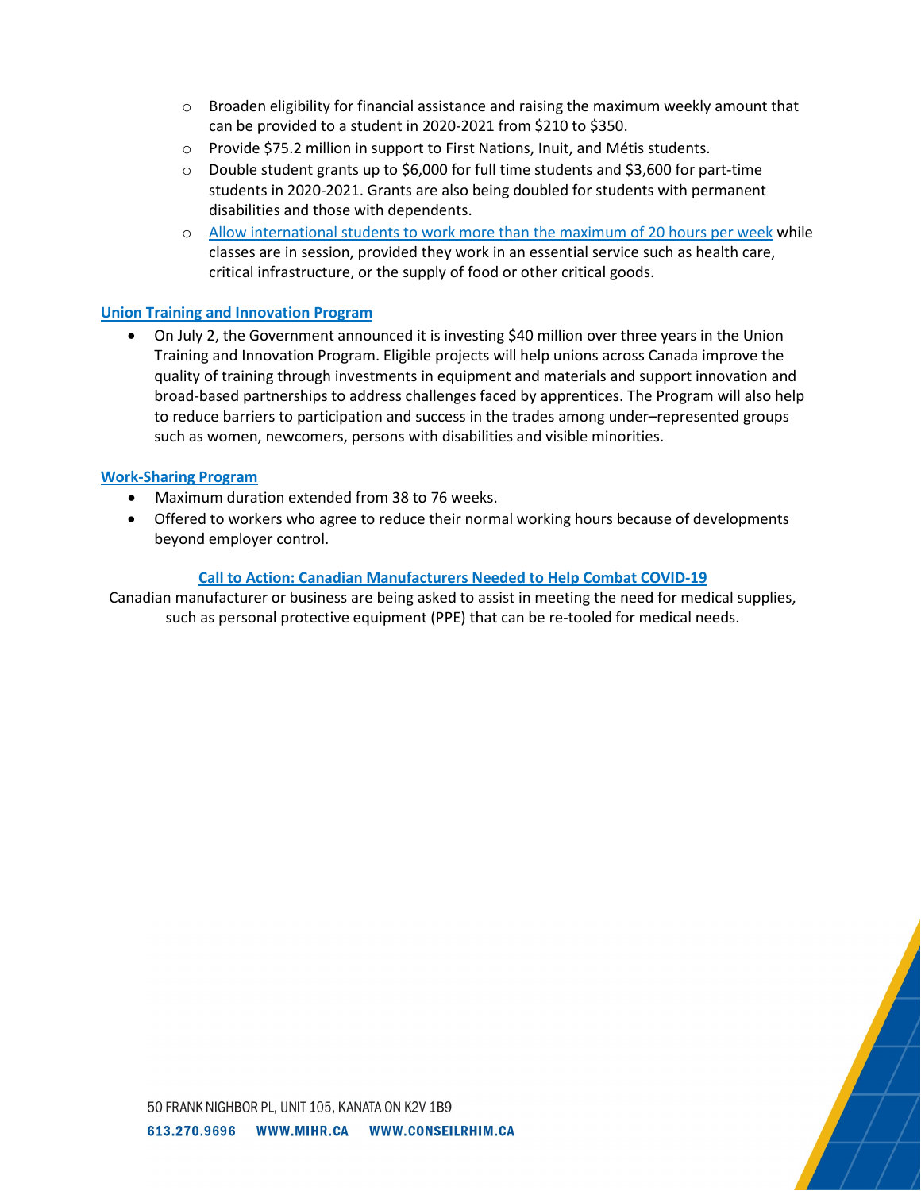- Broaden eligibility for financial assistance and raising the maximum weekly amount that can be provided to a student in 2020-2021 from $210 to $350.
  - Provide $75.2 million in support to First Nations, Inuit, and Métis students.
  - Double student grants up to $6,000 for full time students and $3,600 for part-time students in 2020-2021. Grants are also being doubled for students with permanent disabilities and those with dependents.
  - Allow international students to work more than the maximum of 20 hours per week while classes are in session, provided they work in an essential service such as health care, critical infrastructure, or the supply of food or other critical goods.

**Union Training and Innovation Program**

- On July 2, the Government announced it is investing $40 million over three years in the Union Training and Innovation Program. Eligible projects will help unions across Canada improve the quality of training through investments in equipment and materials and support innovation and broad-based partnerships to address challenges faced by apprentices. The Program will also help to reduce barriers to participation and success in the trades among under–represented groups such as women, newcomers, persons with disabilities and visible minorities.

**Work-Sharing Program**

- Maximum duration extended from 38 to 76 weeks.
- Offered to workers who agree to reduce their normal working hours because of developments beyond employer control.

**Call to Action: Canadian Manufacturers Needed to Help Combat COVID-19**

Canadian manufacturer or business are being asked to assist in meeting the need for medical supplies, such as personal protective equipment (PPE) that can be re-tooled for medical needs.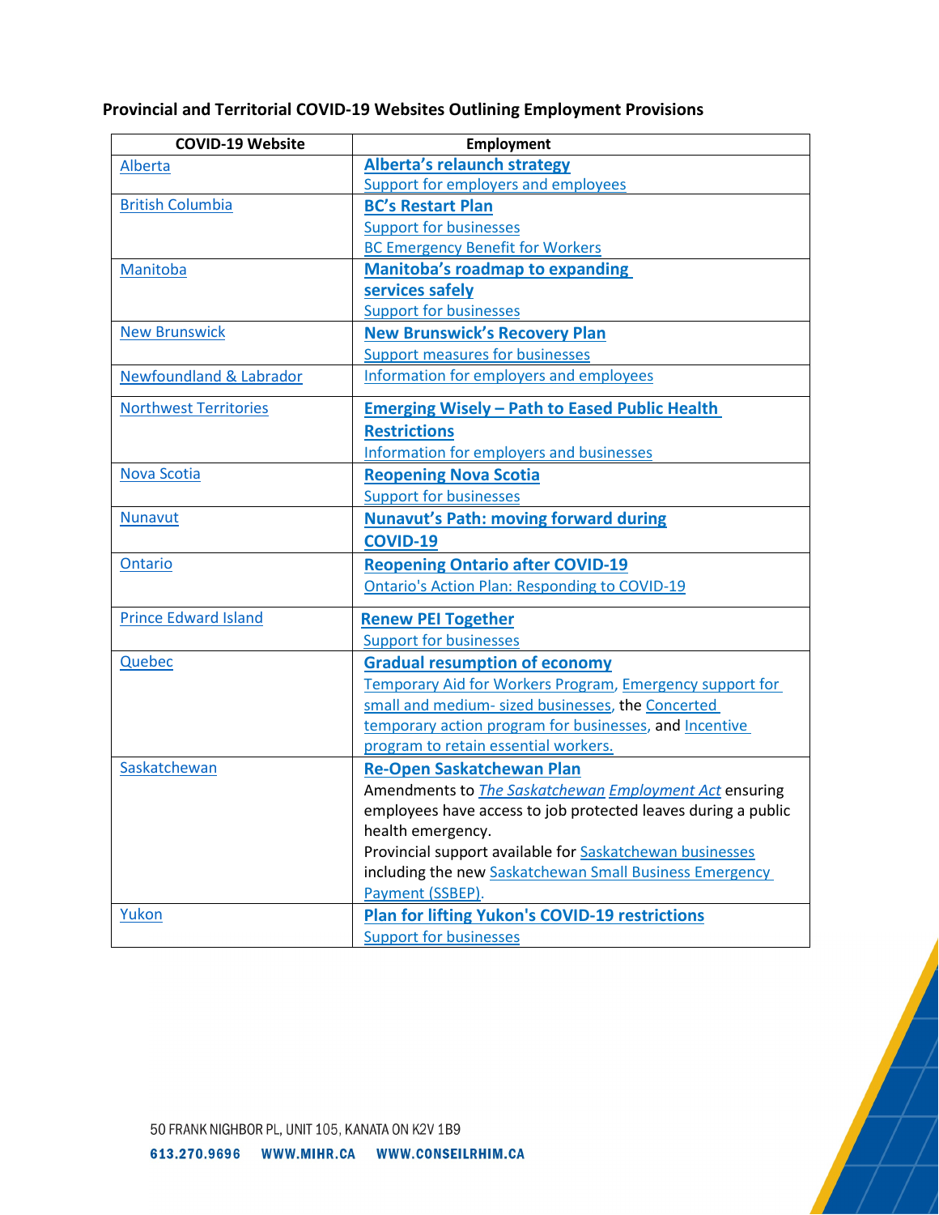**Provincial and Territorial COVID-19 Websites Outlining Employment Provisions**

| COVID-19 Website | Employment |
|---|---|
| Alberta | **Alberta's relaunch strategy**<br>Support for employers and employees |
| British Columbia | **BC's Restart Plan**<br>Support for businesses<br>BC Emergency Benefit for Workers |
| Manitoba | **Manitoba's roadmap to expanding services safely**<br>Support for businesses |
| New Brunswick | **New Brunswick's Recovery Plan**<br>Support measures for businesses |
| Newfoundland & Labrador | Information for employers and employees |
| Northwest Territories | **Emerging Wisely – Path to Eased Public Health Restrictions**<br>Information for employers and businesses |
| Nova Scotia | **Reopening Nova Scotia**<br>Support for businesses |
| Nunavut | **Nunavut's Path: moving forward during COVID-19** |
| Ontario | **Reopening Ontario after COVID-19**<br>Ontario's Action Plan: Responding to COVID-19 |
| Prince Edward Island | **Renew PEI Together**<br>Support for businesses |
| Quebec | **Gradual resumption of economy**<br>Temporary Aid for Workers Program, Emergency support for small and medium- sized businesses, the Concerted temporary action program for businesses, and Incentive program to retain essential workers. |
| Saskatchewan | **Re-Open Saskatchewan Plan**<br>Amendments to *The Saskatchewan Employment Act* ensuring employees have access to job protected leaves during a public health emergency.<br>Provincial support available for Saskatchewan businesses including the new Saskatchewan Small Business Emergency Payment (SSBEP). |
| Yukon | **Plan for lifting Yukon's COVID-19 restrictions**<br>Support for businesses |